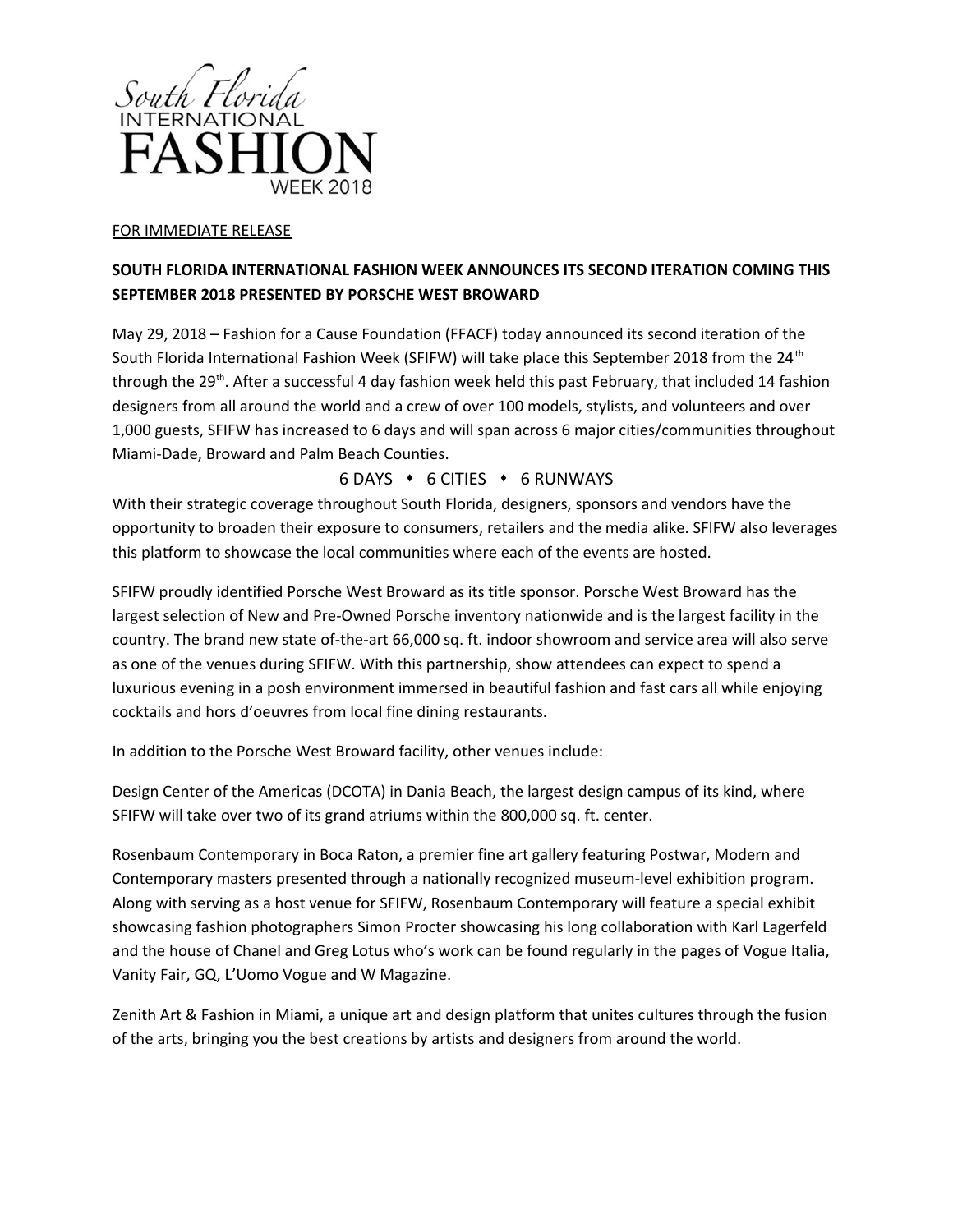South Florida INTERNATIONAL FASHION WEEK 2018

FOR IMMEDIATE RELEASE

**SOUTH FLORIDA INTERNATIONAL FASHION WEEK ANNOUNCES ITS SECOND ITERATION COMING THIS SEPTEMBER 2018 PRESENTED BY PORSCHE WEST BROWARD**

May 29, 2018 – Fashion for a Cause Foundation (FFACF) today announced its second iteration of the South Florida International Fashion Week (SFIFW) will take place this September 2018 from the 24th through the 29th. After a successful 4 day fashion week held this past February, that included 14 fashion designers from all around the world and a crew of over 100 models, stylists, and volunteers and over 1,000 guests, SFIFW has increased to 6 days and will span across 6 major cities/communities throughout Miami-Dade, Broward and Palm Beach Counties.

6 DAYS ⬩ 6 CITIES ⬩ 6 RUNWAYS

With their strategic coverage throughout South Florida, designers, sponsors and vendors have the opportunity to broaden their exposure to consumers, retailers and the media alike. SFIFW also leverages this platform to showcase the local communities where each of the events are hosted.

SFIFW proudly identified Porsche West Broward as its title sponsor. Porsche West Broward has the largest selection of New and Pre-Owned Porsche inventory nationwide and is the largest facility in the country. The brand new state of-the-art 66,000 sq. ft. indoor showroom and service area will also serve as one of the venues during SFIFW. With this partnership, show attendees can expect to spend a luxurious evening in a posh environment immersed in beautiful fashion and fast cars all while enjoying cocktails and hors d'oeuvres from local fine dining restaurants.

In addition to the Porsche West Broward facility, other venues include:

Design Center of the Americas (DCOTA) in Dania Beach, the largest design campus of its kind, where SFIFW will take over two of its grand atriums within the 800,000 sq. ft. center.

Rosenbaum Contemporary in Boca Raton, a premier fine art gallery featuring Postwar, Modern and Contemporary masters presented through a nationally recognized museum-level exhibition program. Along with serving as a host venue for SFIFW, Rosenbaum Contemporary will feature a special exhibit showcasing fashion photographers Simon Procter showcasing his long collaboration with Karl Lagerfeld and the house of Chanel and Greg Lotus who's work can be found regularly in the pages of Vogue Italia, Vanity Fair, GQ, L'Uomo Vogue and W Magazine.

Zenith Art & Fashion in Miami, a unique art and design platform that unites cultures through the fusion of the arts, bringing you the best creations by artists and designers from around the world.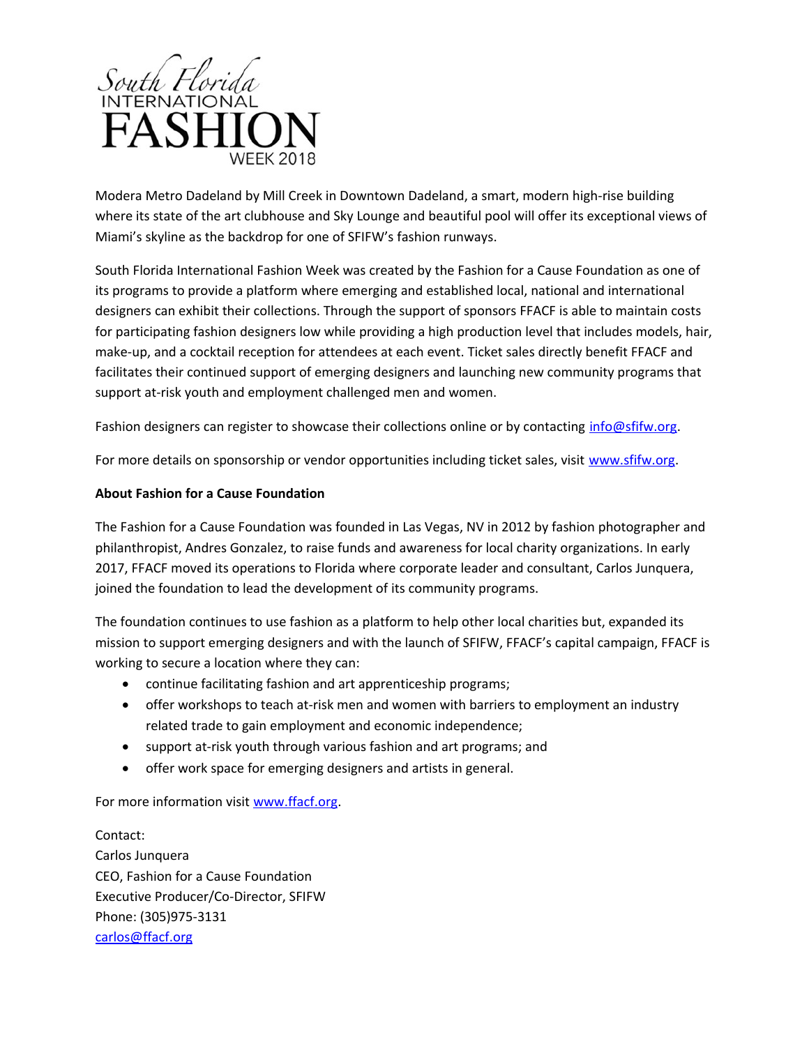South Florida INTERNATIONAL FASHION WEEK 2018

Modera Metro Dadeland by Mill Creek in Downtown Dadeland, a smart, modern high-rise building where its state of the art clubhouse and Sky Lounge and beautiful pool will offer its exceptional views of Miami's skyline as the backdrop for one of SFIFW's fashion runways.

South Florida International Fashion Week was created by the Fashion for a Cause Foundation as one of its programs to provide a platform where emerging and established local, national and international designers can exhibit their collections. Through the support of sponsors FFACF is able to maintain costs for participating fashion designers low while providing a high production level that includes models, hair, make-up, and a cocktail reception for attendees at each event. Ticket sales directly benefit FFACF and facilitates their continued support of emerging designers and launching new community programs that support at-risk youth and employment challenged men and women.

Fashion designers can register to showcase their collections online or by contacting info@sfifw.org.

For more details on sponsorship or vendor opportunities including ticket sales, visit www.sfifw.org.

**About Fashion for a Cause Foundation**

The Fashion for a Cause Foundation was founded in Las Vegas, NV in 2012 by fashion photographer and philanthropist, Andres Gonzalez, to raise funds and awareness for local charity organizations. In early 2017, FFACF moved its operations to Florida where corporate leader and consultant, Carlos Junquera, joined the foundation to lead the development of its community programs.

The foundation continues to use fashion as a platform to help other local charities but, expanded its mission to support emerging designers and with the launch of SFIFW, FFACF's capital campaign, FFACF is working to secure a location where they can:

- continue facilitating fashion and art apprenticeship programs;
- offer workshops to teach at-risk men and women with barriers to employment an industry related trade to gain employment and economic independence;
- support at-risk youth through various fashion and art programs; and
- offer work space for emerging designers and artists in general.

For more information visit www.ffacf.org.

Contact:
Carlos Junquera
CEO, Fashion for a Cause Foundation
Executive Producer/Co-Director, SFIFW
Phone: (305)975-3131
carlos@ffacf.org